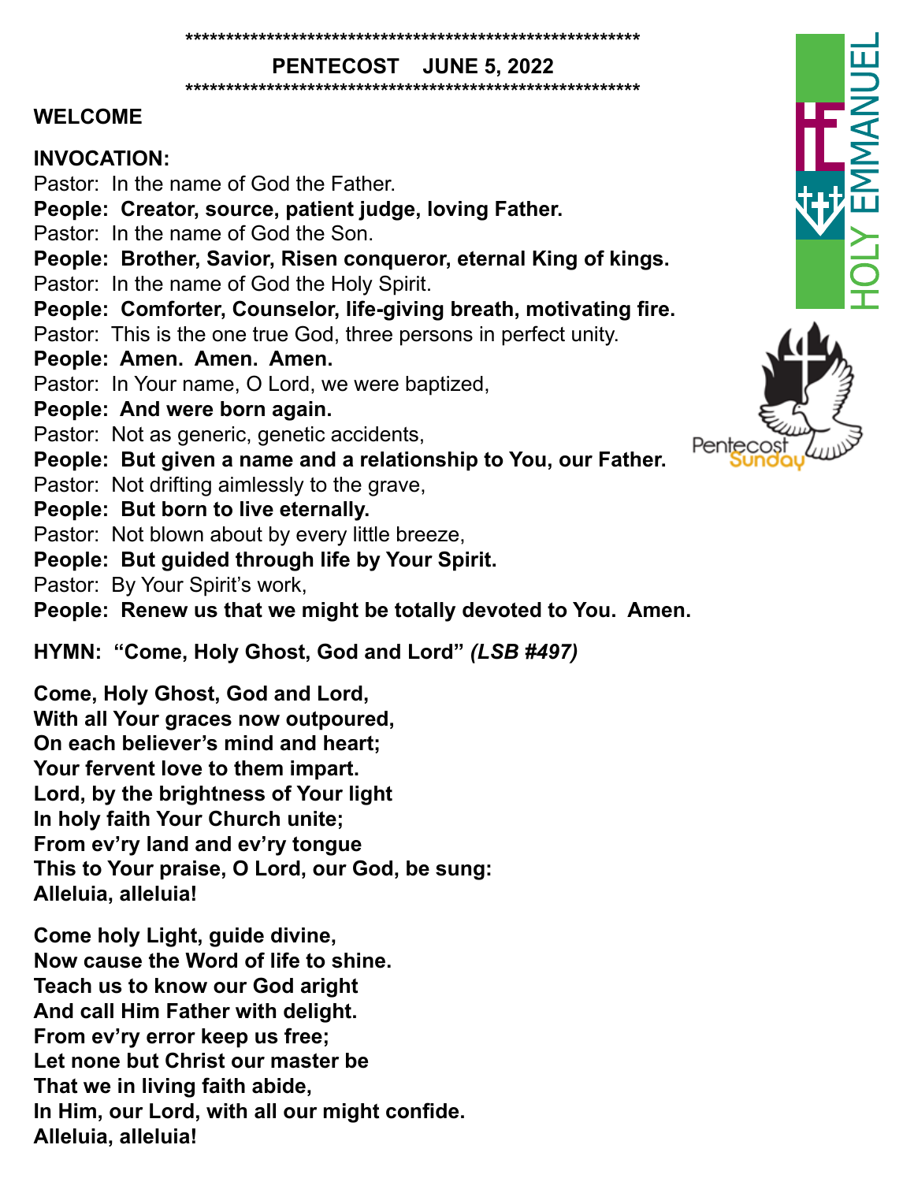\*\*\*\*\*\*\*\*\*\*\*\*\*\*\*\*\*\*\*\*\*\*\*\*\*\*\*\*\*\*\*\*\*\*\*\*\*\*\*\*\*\*\*\*\*\*\*\*\*\*\*\*\*\*\*\*\*\*\*

**PENTECOST JUNE 5, 2022**

\*\*\*\*\*\*\*\*\*\*\*\*\*\*\*\*\*\*\*\*\*\*\*\*\*\*\*\*\*\*\*\*\*\*\*\*\*\*\*\*\*\*\*\*\*\*\*\*\*\*\*\*\*\*\*\*\*\*\*

## WELCOME

## INVOCATION:

Pastor: In the name of God the Father.
**People: Creator, source, patient judge, loving Father.**
Pastor: In the name of God the Son.
**People: Brother, Savior, Risen conqueror, eternal King of kings.**
Pastor: In the name of God the Holy Spirit.
**People: Comforter, Counselor, life-giving breath, motivating fire.**
Pastor: This is the one true God, three persons in perfect unity.
**People: Amen. Amen. Amen.**
Pastor: In Your name, O Lord, we were baptized,
**People: And were born again.**
Pastor: Not as generic, genetic accidents,
**People: But given a name and a relationship to You, our Father.**
Pastor: Not drifting aimlessly to the grave,
**People: But born to live eternally.**
Pastor: Not blown about by every little breeze,
**People: But guided through life by Your Spirit.**
Pastor: By Your Spirit's work,
**People: Renew us that we might be totally devoted to You. Amen.**

## HYMN: "Come, Holy Ghost, God and Lord" *(LSB #497)*

**Come, Holy Ghost, God and Lord,
With all Your graces now outpoured,
On each believer's mind and heart;
Your fervent love to them impart.
Lord, by the brightness of Your light
In holy faith Your Church unite;
From ev'ry land and ev'ry tongue
This to Your praise, O Lord, our God, be sung:
Alleluia, alleluia!**

**Come holy Light, guide divine,
Now cause the Word of life to shine.
Teach us to know our God aright
And call Him Father with delight.
From ev'ry error keep us free;
Let none but Christ our master be
That we in living faith abide,
In Him, our Lord, with all our might confide.
Alleluia, alleluia!**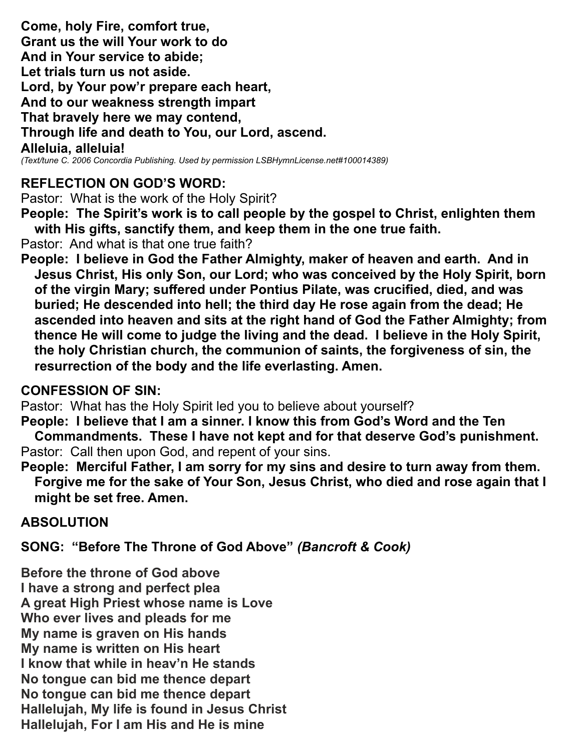**Come, holy Fire, comfort true,**
**Grant us the will Your work to do**
**And in Your service to abide;**
**Let trials turn us not aside.**
**Lord, by Your pow'r prepare each heart,**
**And to our weakness strength impart**
**That bravely here we may contend,**
**Through life and death to You, our Lord, ascend.**
**Alleluia, alleluia!**
*(Text/tune C. 2006 Concordia Publishing. Used by permission LSBHymnLicense.net#100014389)*

**REFLECTION ON GOD'S WORD:**

Pastor: What is the work of the Holy Spirit?

**People: The Spirit's work is to call people by the gospel to Christ, enlighten them with His gifts, sanctify them, and keep them in the one true faith.**

Pastor: And what is that one true faith?

**People: I believe in God the Father Almighty, maker of heaven and earth. And in Jesus Christ, His only Son, our Lord; who was conceived by the Holy Spirit, born of the virgin Mary; suffered under Pontius Pilate, was crucified, died, and was buried; He descended into hell; the third day He rose again from the dead; He ascended into heaven and sits at the right hand of God the Father Almighty; from thence He will come to judge the living and the dead. I believe in the Holy Spirit, the holy Christian church, the communion of saints, the forgiveness of sin, the resurrection of the body and the life everlasting. Amen.**

**CONFESSION OF SIN:**

Pastor: What has the Holy Spirit led you to believe about yourself?

**People: I believe that I am a sinner. I know this from God's Word and the Ten Commandments. These I have not kept and for that deserve God's punishment.**

Pastor: Call then upon God, and repent of your sins.

**People: Merciful Father, I am sorry for my sins and desire to turn away from them. Forgive me for the sake of Your Son, Jesus Christ, who died and rose again that I might be set free. Amen.**

**ABSOLUTION**

**SONG: "Before The Throne of God Above"** ***(Bancroft & Cook)***

**Before the throne of God above**
**I have a strong and perfect plea**
**A great High Priest whose name is Love**
**Who ever lives and pleads for me**
**My name is graven on His hands**
**My name is written on His heart**
**I know that while in heav'n He stands**
**No tongue can bid me thence depart**
**No tongue can bid me thence depart**
**Hallelujah, My life is found in Jesus Christ**
**Hallelujah, For I am His and He is mine**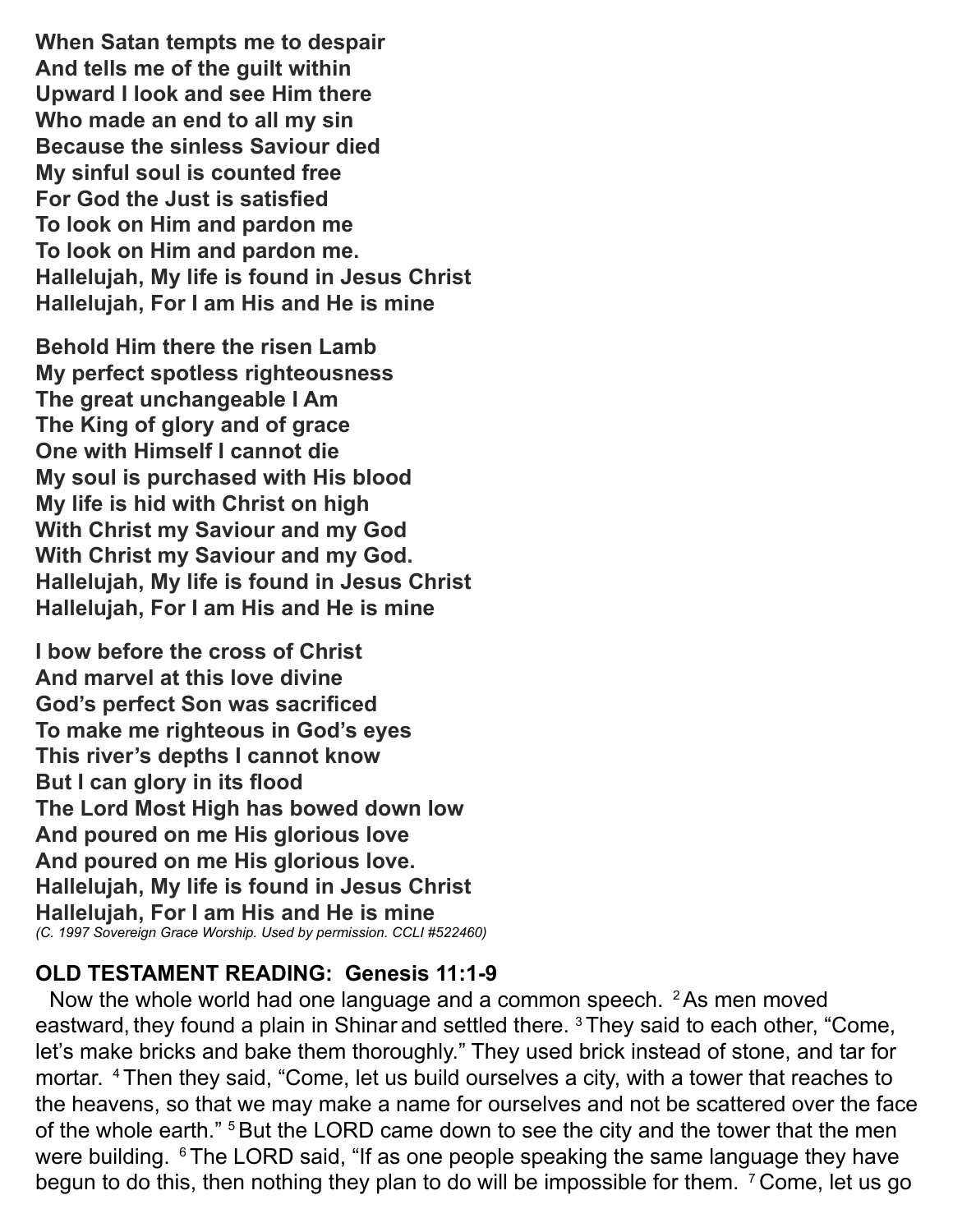**When Satan tempts me to despair**
**And tells me of the guilt within**
**Upward I look and see Him there**
**Who made an end to all my sin**
**Because the sinless Saviour died**
**My sinful soul is counted free**
**For God the Just is satisfied**
**To look on Him and pardon me**
**To look on Him and pardon me.**
**Hallelujah, My life is found in Jesus Christ**
**Hallelujah, For I am His and He is mine**

**Behold Him there the risen Lamb**
**My perfect spotless righteousness**
**The great unchangeable I Am**
**The King of glory and of grace**
**One with Himself I cannot die**
**My soul is purchased with His blood**
**My life is hid with Christ on high**
**With Christ my Saviour and my God**
**With Christ my Saviour and my God.**
**Hallelujah, My life is found in Jesus Christ**
**Hallelujah, For I am His and He is mine**

**I bow before the cross of Christ**
**And marvel at this love divine**
**God's perfect Son was sacrificed**
**To make me righteous in God's eyes**
**This river's depths I cannot know**
**But I can glory in its flood**
**The Lord Most High has bowed down low**
**And poured on me His glorious love**
**And poured on me His glorious love.**
**Hallelujah, My life is found in Jesus Christ**
**Hallelujah, For I am His and He is mine**
*(C. 1997 Sovereign Grace Worship. Used by permission. CCLI #522460)*

**OLD TESTAMENT READING: Genesis 11:1-9**

Now the whole world had one language and a common speech. [2] As men moved eastward, they found a plain in Shinar and settled there. [3] They said to each other, "Come, let's make bricks and bake them thoroughly." They used brick instead of stone, and tar for mortar. [4] Then they said, "Come, let us build ourselves a city, with a tower that reaches to the heavens, so that we may make a name for ourselves and not be scattered over the face of the whole earth." [5] But the LORD came down to see the city and the tower that the men were building. [6] The LORD said, "If as one people speaking the same language they have begun to do this, then nothing they plan to do will be impossible for them. [7] Come, let us go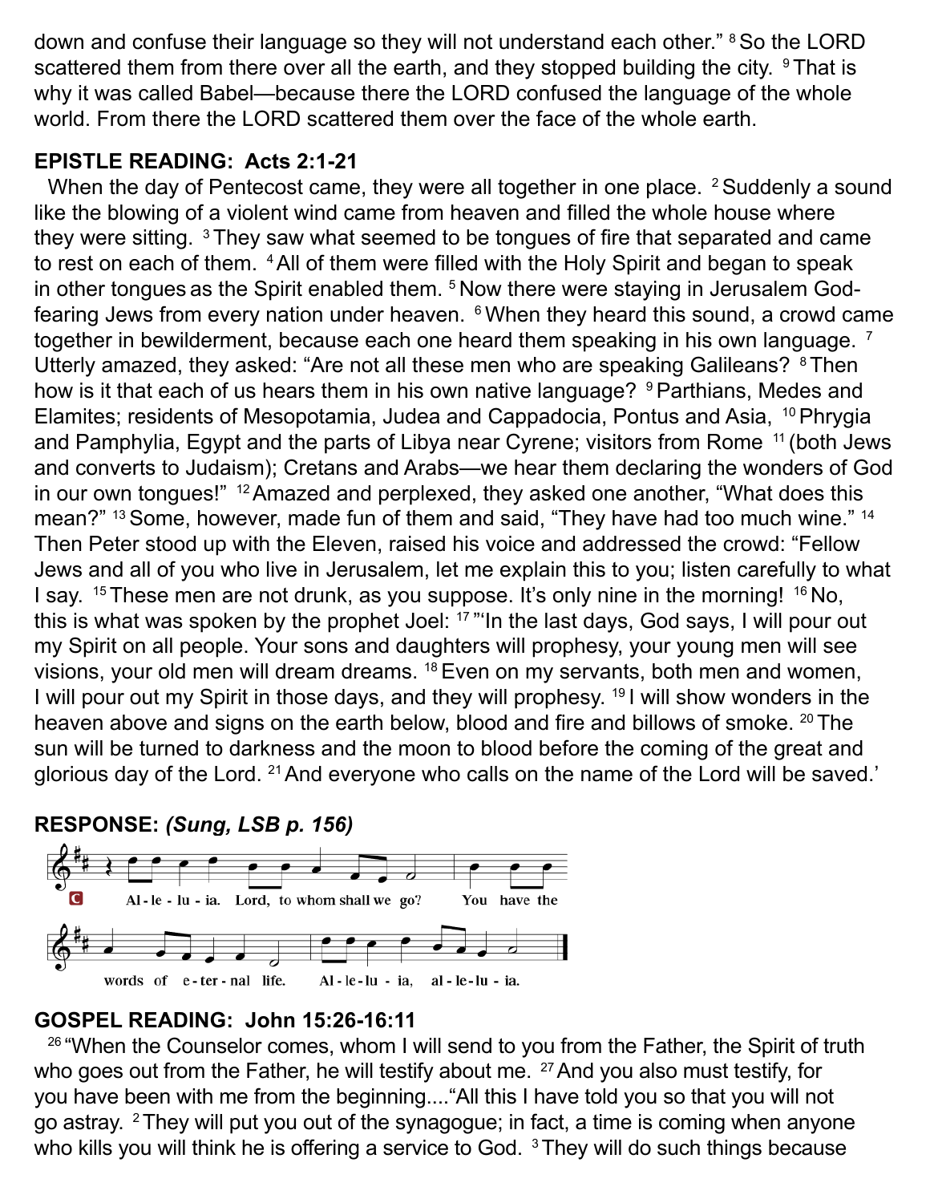down and confuse their language so they will not understand each other." [8] So the LORD scattered them from there over all the earth, and they stopped building the city. [9] That is why it was called Babel—because there the LORD confused the language of the whole world. From there the LORD scattered them over the face of the whole earth.

**EPISTLE READING: Acts 2:1-21**

When the day of Pentecost came, they were all together in one place. [2] Suddenly a sound like the blowing of a violent wind came from heaven and filled the whole house where they were sitting. [3] They saw what seemed to be tongues of fire that separated and came to rest on each of them. [4] All of them were filled with the Holy Spirit and began to speak in other tongues as the Spirit enabled them. [5] Now there were staying in Jerusalem God-fearing Jews from every nation under heaven. [6] When they heard this sound, a crowd came together in bewilderment, because each one heard them speaking in his own language. [7] Utterly amazed, they asked: "Are not all these men who are speaking Galileans? [8] Then how is it that each of us hears them in his own native language? [9] Parthians, Medes and Elamites; residents of Mesopotamia, Judea and Cappadocia, Pontus and Asia, [10] Phrygia and Pamphylia, Egypt and the parts of Libya near Cyrene; visitors from Rome [11] (both Jews and converts to Judaism); Cretans and Arabs—we hear them declaring the wonders of God in our own tongues!" [12] Amazed and perplexed, they asked one another, "What does this mean?" [13] Some, however, made fun of them and said, "They have had too much wine." [14] Then Peter stood up with the Eleven, raised his voice and addressed the crowd: "Fellow Jews and all of you who live in Jerusalem, let me explain this to you; listen carefully to what I say. [15] These men are not drunk, as you suppose. It's only nine in the morning! [16] No, this is what was spoken by the prophet Joel: [17] "'In the last days, God says, I will pour out my Spirit on all people. Your sons and daughters will prophesy, your young men will see visions, your old men will dream dreams. [18] Even on my servants, both men and women, I will pour out my Spirit in those days, and they will prophesy. [19] I will show wonders in the heaven above and signs on the earth below, blood and fire and billows of smoke. [20] The sun will be turned to darkness and the moon to blood before the coming of the great and glorious day of the Lord. [21] And everyone who calls on the name of the Lord will be saved.'

**RESPONSE:** ***(Sung, LSB p. 156)***

C Al-le-lu-ia. Lord, to whom shall we go? You have the words of e-ter-nal life. Al-le-lu-ia, al-le-lu-ia.

**GOSPEL READING: John 15:26-16:11**

[26] "When the Counselor comes, whom I will send to you from the Father, the Spirit of truth who goes out from the Father, he will testify about me. [27] And you also must testify, for you have been with me from the beginning...."All this I have told you so that you will not go astray. [2] They will put you out of the synagogue; in fact, a time is coming when anyone who kills you will think he is offering a service to God. [3] They will do such things because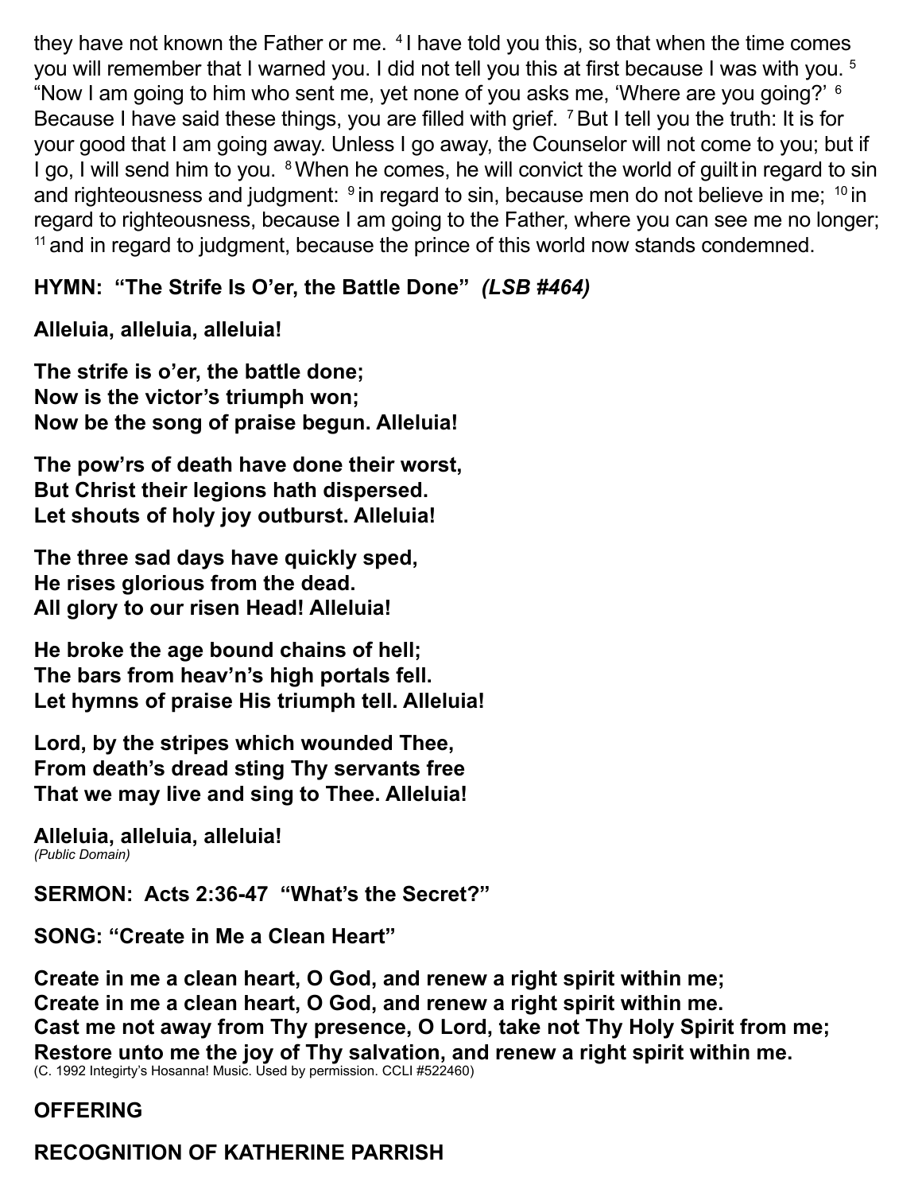they have not known the Father or me. [4] I have told you this, so that when the time comes you will remember that I warned you. I did not tell you this at first because I was with you. [5] "Now I am going to him who sent me, yet none of you asks me, 'Where are you going?' [6] Because I have said these things, you are filled with grief. [7] But I tell you the truth: It is for your good that I am going away. Unless I go away, the Counselor will not come to you; but if I go, I will send him to you. [8] When he comes, he will convict the world of guilt in regard to sin and righteousness and judgment: [9] in regard to sin, because men do not believe in me; [10] in regard to righteousness, because I am going to the Father, where you can see me no longer; [11] and in regard to judgment, because the prince of this world now stands condemned.

**HYMN: "The Strife Is O'er, the Battle Done"** ***(LSB #464)***

**Alleluia, alleluia, alleluia!**

**The strife is o'er, the battle done;**
**Now is the victor's triumph won;**
**Now be the song of praise begun. Alleluia!**

**The pow'rs of death have done their worst,**
**But Christ their legions hath dispersed.**
**Let shouts of holy joy outburst. Alleluia!**

**The three sad days have quickly sped,**
**He rises glorious from the dead.**
**All glory to our risen Head! Alleluia!**

**He broke the age bound chains of hell;**
**The bars from heav'n's high portals fell.**
**Let hymns of praise His triumph tell. Alleluia!**

**Lord, by the stripes which wounded Thee,**
**From death's dread sting Thy servants free**
**That we may live and sing to Thee. Alleluia!**

**Alleluia, alleluia, alleluia!**
*(Public Domain)*

**SERMON: Acts 2:36-47 "What's the Secret?"**

**SONG: "Create in Me a Clean Heart"**

**Create in me a clean heart, O God, and renew a right spirit within me;**
**Create in me a clean heart, O God, and renew a right spirit within me.**
**Cast me not away from Thy presence, O Lord, take not Thy Holy Spirit from me;**
**Restore unto me the joy of Thy salvation, and renew a right spirit within me.**
(C. 1992 Integirty's Hosanna! Music. Used by permission. CCLI #522460)

**OFFERING**

**RECOGNITION OF KATHERINE PARRISH**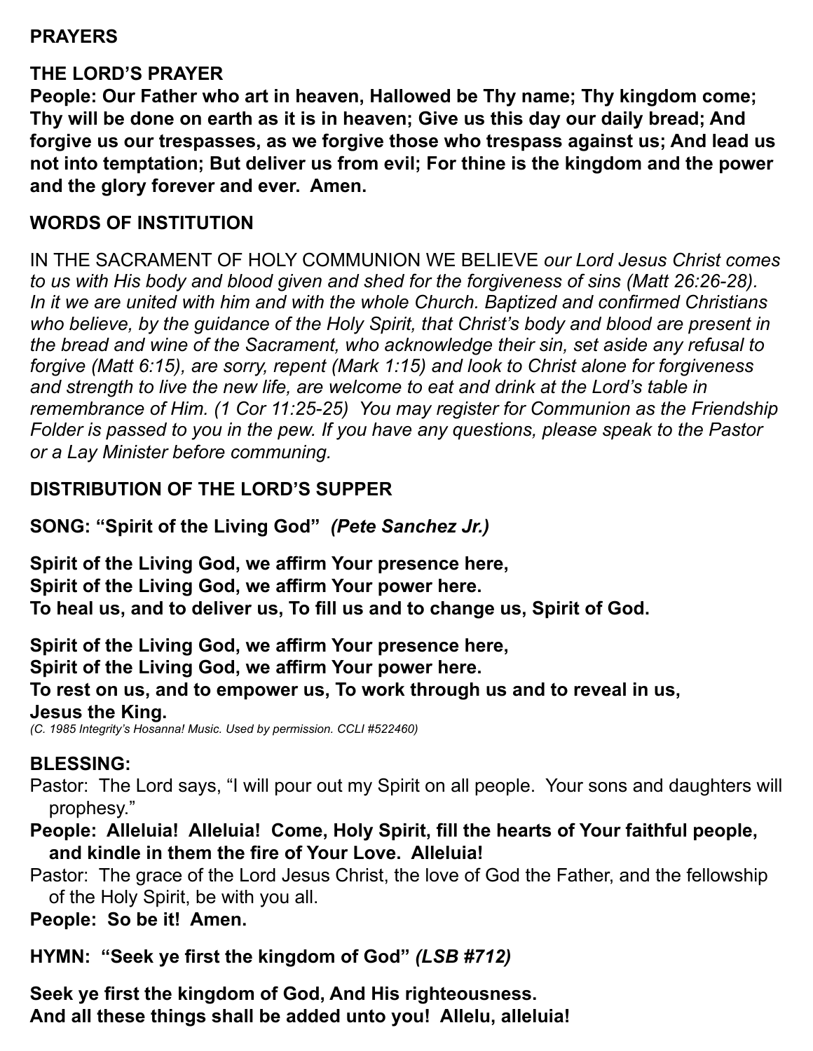## PRAYERS

## THE LORD'S PRAYER

**People: Our Father who art in heaven, Hallowed be Thy name; Thy kingdom come; Thy will be done on earth as it is in heaven; Give us this day our daily bread; And forgive us our trespasses, as we forgive those who trespass against us; And lead us not into temptation; But deliver us from evil; For thine is the kingdom and the power and the glory forever and ever. Amen.**

## WORDS OF INSTITUTION

IN THE SACRAMENT OF HOLY COMMUNION WE BELIEVE *our Lord Jesus Christ comes to us with His body and blood given and shed for the forgiveness of sins (Matt 26:26-28). In it we are united with him and with the whole Church. Baptized and confirmed Christians who believe, by the guidance of the Holy Spirit, that Christ's body and blood are present in the bread and wine of the Sacrament, who acknowledge their sin, set aside any refusal to forgive (Matt 6:15), are sorry, repent (Mark 1:15) and look to Christ alone for forgiveness and strength to live the new life, are welcome to eat and drink at the Lord's table in remembrance of Him. (1 Cor 11:25-25) You may register for Communion as the Friendship Folder is passed to you in the pew. If you have any questions, please speak to the Pastor or a Lay Minister before communing.*

## DISTRIBUTION OF THE LORD'S SUPPER

**SONG: "Spirit of the Living God"** ***(Pete Sanchez Jr.)***

**Spirit of the Living God, we affirm Your presence here,**
**Spirit of the Living God, we affirm Your power here.**
**To heal us, and to deliver us, To fill us and to change us, Spirit of God.**

**Spirit of the Living God, we affirm Your presence here,**
**Spirit of the Living God, we affirm Your power here.**
**To rest on us, and to empower us, To work through us and to reveal in us,**
**Jesus the King.**
*(C. 1985 Integrity's Hosanna! Music. Used by permission. CCLI #522460)*

## BLESSING:

Pastor: The Lord says, "I will pour out my Spirit on all people. Your sons and daughters will prophesy."

**People: Alleluia! Alleluia! Come, Holy Spirit, fill the hearts of Your faithful people, and kindle in them the fire of Your Love. Alleluia!**

Pastor: The grace of the Lord Jesus Christ, the love of God the Father, and the fellowship of the Holy Spirit, be with you all.

**People: So be it! Amen.**

**HYMN: "Seek ye first the kingdom of God"** ***(LSB #712)***

**Seek ye first the kingdom of God, And His righteousness.**
**And all these things shall be added unto you! Allelu, alleluia!**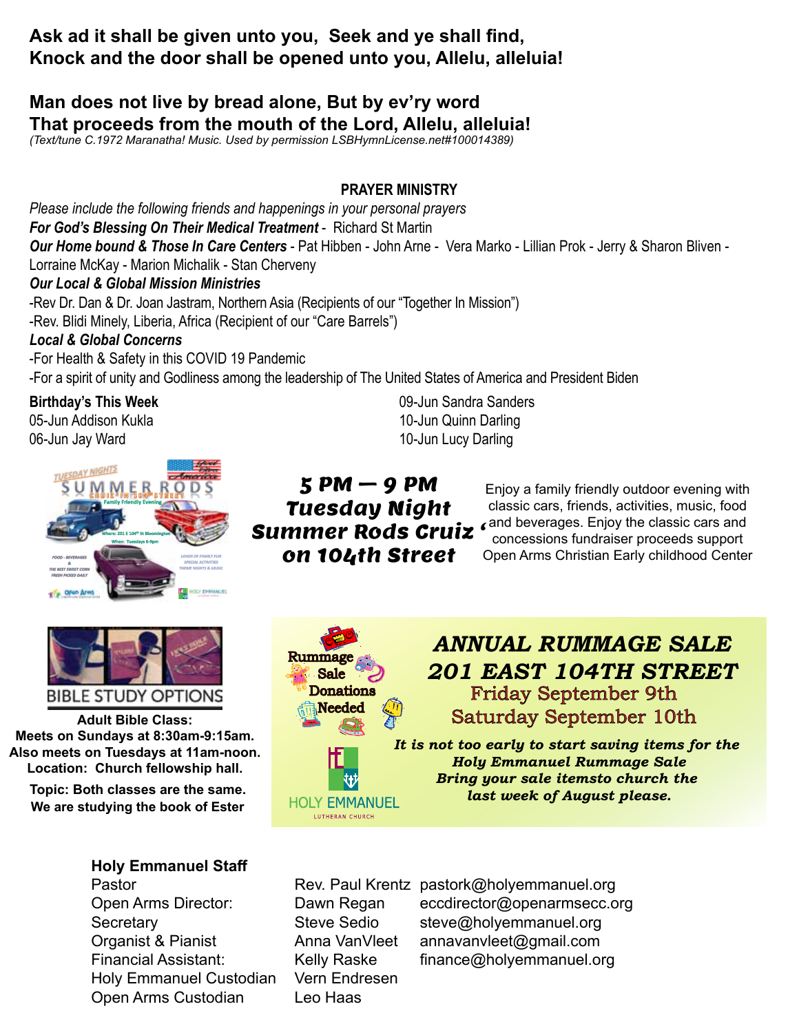**Ask ad it shall be given unto you, Seek and ye shall find,**
**Knock and the door shall be opened unto you, Allelu, alleluia!**

**Man does not live by bread alone, But by ev'ry word**
**That proceeds from the mouth of the Lord, Allelu, alleluia!**

*(Text/tune C.1972 Maranatha! Music. Used by permission LSBHymnLicense.net#100014389)*

## PRAYER MINISTRY

*Please include the following friends and happenings in your personal prayers*

***For God's Blessing On Their Medical Treatment*** - Richard St Martin

***Our Home bound & Those In Care Centers*** - Pat Hibben - John Arne - Vera Marko - Lillian Prok - Jerry & Sharon Bliven - Lorraine McKay - Marion Michalik - Stan Cherveny

***Our Local & Global Mission Ministries***

-Rev Dr. Dan & Dr. Joan Jastram, Northern Asia (Recipients of our "Together In Mission")

-Rev. Blidi Minely, Liberia, Africa (Recipient of our "Care Barrels")

***Local & Global Concerns***

-For Health & Safety in this COVID 19 Pandemic

-For a spirit of unity and Godliness among the leadership of The United States of America and President Biden

**Birthday's This Week**

05-Jun Addison Kukla
06-Jun Jay Ward
09-Jun Sandra Sanders
10-Jun Quinn Darling
10-Jun Lucy Darling

**5 PM — 9 PM Tuesday Night Summer Rods Cruiz on 104th Street**

Enjoy a family friendly outdoor evening with classic cars, friends, activities, music, food and beverages. Enjoy the classic cars and concessions fundraiser proceeds support Open Arms Christian Early childhood Center

**BIBLE STUDY OPTIONS**

**Adult Bible Class:**
**Meets on Sundays at 8:30am-9:15am.**
**Also meets on Tuesdays at 11am-noon.**
**Location: Church fellowship hall.**

**Topic: Both classes are the same.**
**We are studying the book of Ester**

Rummage Sale Donations Needed

## ANNUAL RUMMAGE SALE
## 201 EAST 104TH STREET

Friday September 9th
Saturday September 10th

***It is not too early to start saving items for the Holy Emmanuel Rummage Sale Bring your sale itemsto church the last week of August please.***

HOLY EMMANUEL LUTHERAN CHURCH

**Holy Emmanuel Staff**

| | | |
|---|---|---|
| Pastor | Rev. Paul Krentz | pastork@holyemmanuel.org |
| Open Arms Director: | Dawn Regan | eccdirector@openarmsecc.org |
| Secretary | Steve Sedio | steve@holyemmanuel.org |
| Organist & Pianist | Anna VanVleet | annavanvleet@gmail.com |
| Financial Assistant: | Kelly Raske | finance@holyemmanuel.org |
| Holy Emmanuel Custodian | Vern Endresen | |
| Open Arms Custodian | Leo Haas | |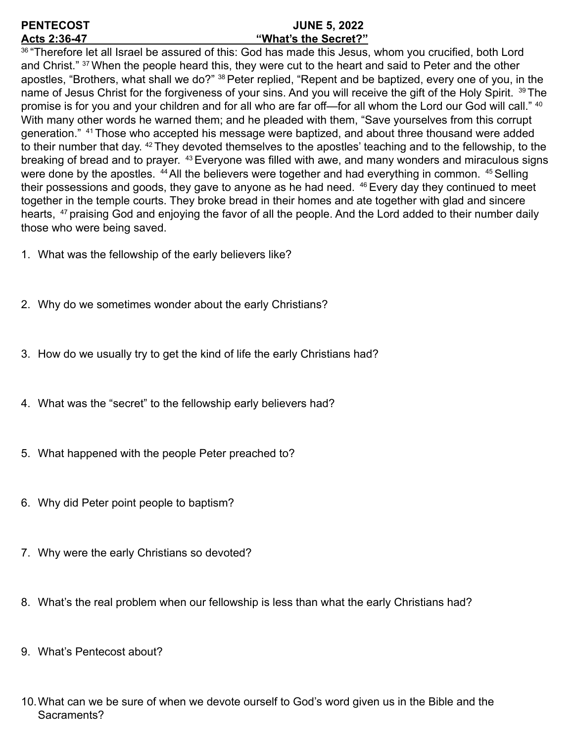**PENTECOST** **JUNE 5, 2022**

**Acts 2:36-47** **"What's the Secret?"**

[36] "Therefore let all Israel be assured of this: God has made this Jesus, whom you crucified, both Lord and Christ." [37] When the people heard this, they were cut to the heart and said to Peter and the other apostles, "Brothers, what shall we do?" [38] Peter replied, "Repent and be baptized, every one of you, in the name of Jesus Christ for the forgiveness of your sins. And you will receive the gift of the Holy Spirit. [39] The promise is for you and your children and for all who are far off—for all whom the Lord our God will call." [40] With many other words he warned them; and he pleaded with them, "Save yourselves from this corrupt generation." [41] Those who accepted his message were baptized, and about three thousand were added to their number that day. [42] They devoted themselves to the apostles' teaching and to the fellowship, to the breaking of bread and to prayer. [43] Everyone was filled with awe, and many wonders and miraculous signs were done by the apostles. [44] All the believers were together and had everything in common. [45] Selling their possessions and goods, they gave to anyone as he had need. [46] Every day they continued to meet together in the temple courts. They broke bread in their homes and ate together with glad and sincere hearts, [47] praising God and enjoying the favor of all the people. And the Lord added to their number daily those who were being saved.

1. What was the fellowship of the early believers like?
2. Why do we sometimes wonder about the early Christians?
3. How do we usually try to get the kind of life the early Christians had?
4. What was the "secret" to the fellowship early believers had?
5. What happened with the people Peter preached to?
6. Why did Peter point people to baptism?
7. Why were the early Christians so devoted?
8. What's the real problem when our fellowship is less than what the early Christians had?
9. What's Pentecost about?
10. What can we be sure of when we devote ourself to God's word given us in the Bible and the Sacraments?